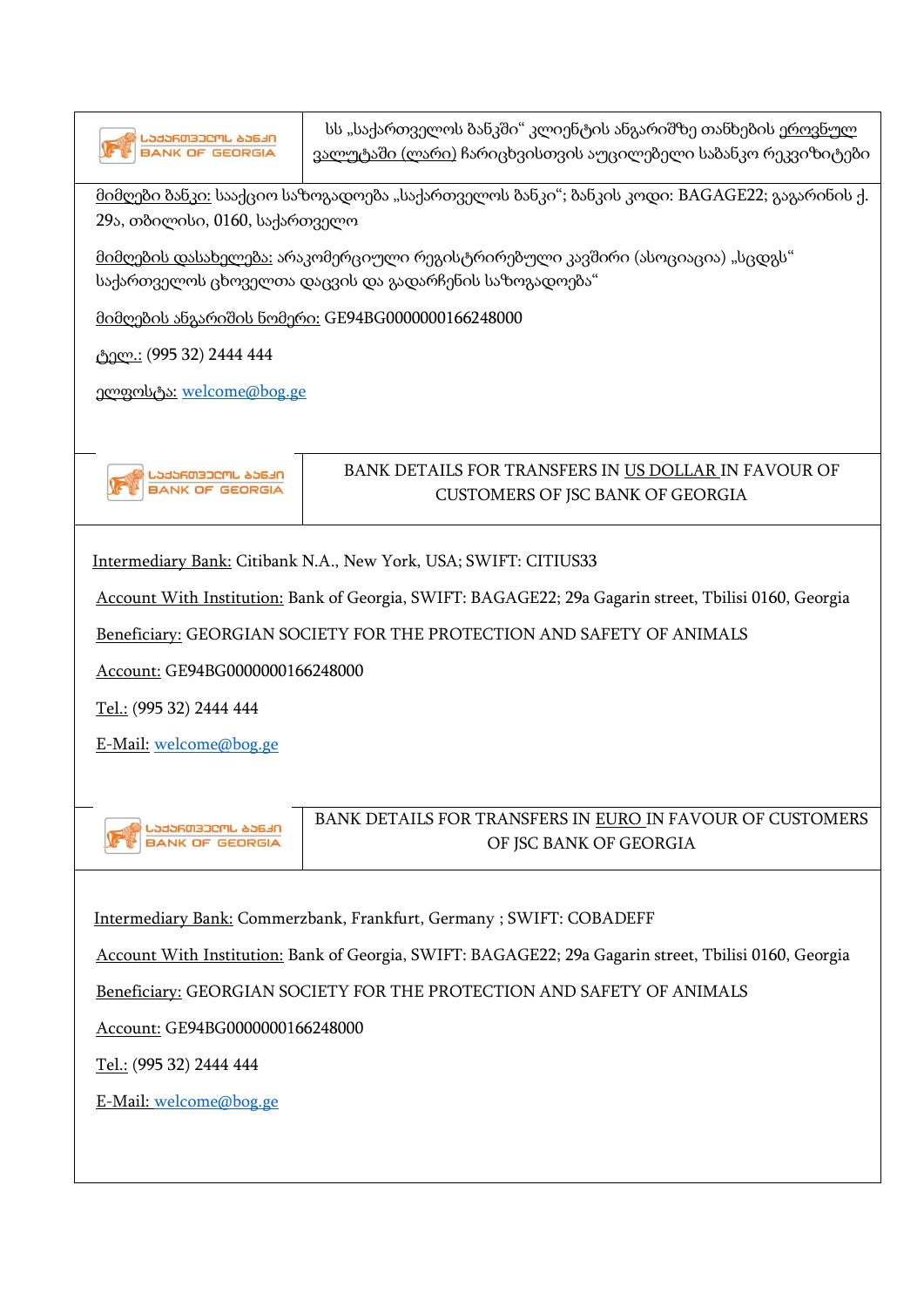| საქართველოს ბანკი BANK OF GEORGIA | სს „საქართველოს ბანკში" კლიენტის ანგარიშზე თანხების ეროვნულ ვალუტაში (ლარი) ჩარიცხვისთვის აუცილებელი საბანკო რეკვიზიტები |
|---|---|

მიმღები ბანკი: სააქციო საზოგადოება „საქართველოს ბანკი"; ბანკის კოდი: BAGAGE22; გაგარინის ქ. 29ა, თბილისი, 0160, საქართველო

მიმღების დასახელება: არაკომერციული რეგისტრირებული კავშირი (ასოციაცია) „სცდგს" საქართველოს ცხოველთა დაცვის და გადარჩენის საზოგადოება"

მიმღების ანგარიშის ნომერი: GE94BG0000000166248000

ტელ.: (995 32) 2444 444

ელფოსტა: welcome@bog.ge

| საქართველოს ბანკი BANK OF GEORGIA | BANK DETAILS FOR TRANSFERS IN US DOLLAR IN FAVOUR OF CUSTOMERS OF JSC BANK OF GEORGIA |
|---|---|

Intermediary Bank: Citibank N.A., New York, USA; SWIFT: CITIUS33

Account With Institution: Bank of Georgia, SWIFT: BAGAGE22; 29a Gagarin street, Tbilisi 0160, Georgia

Beneficiary: GEORGIAN SOCIETY FOR THE PROTECTION AND SAFETY OF ANIMALS

Account: GE94BG0000000166248000

Tel.: (995 32) 2444 444

E-Mail: welcome@bog.ge

| საქართველოს ბანკი BANK OF GEORGIA | BANK DETAILS FOR TRANSFERS IN EURO IN FAVOUR OF CUSTOMERS OF JSC BANK OF GEORGIA |
|---|---|

Intermediary Bank: Commerzbank, Frankfurt, Germany ; SWIFT: COBADEFF

Account With Institution: Bank of Georgia, SWIFT: BAGAGE22; 29a Gagarin street, Tbilisi 0160, Georgia

Beneficiary: GEORGIAN SOCIETY FOR THE PROTECTION AND SAFETY OF ANIMALS

Account: GE94BG0000000166248000

Tel.: (995 32) 2444 444

E-Mail: welcome@bog.ge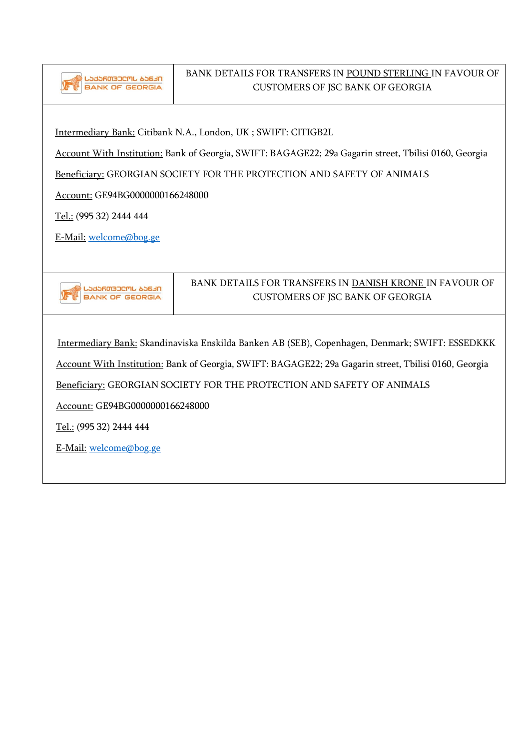| ႱႠႵႠႰႧႥႤႪႭႱ ႡႠႬႩႨ BANK OF GEORGIA | BANK DETAILS FOR TRANSFERS IN POUND STERLING IN FAVOUR OF CUSTOMERS OF JSC BANK OF GEORGIA |
| --- | --- |

Intermediary Bank: Citibank N.A., London, UK ; SWIFT: CITIGB2L

Account With Institution: Bank of Georgia, SWIFT: BAGAGE22; 29a Gagarin street, Tbilisi 0160, Georgia

Beneficiary: GEORGIAN SOCIETY FOR THE PROTECTION AND SAFETY OF ANIMALS

Account: GE94BG0000000166248000

Tel.: (995 32) 2444 444

E-Mail: welcome@bog.ge

| ႱႠႵႠႰႧႥႤႪႭႱ ႡႠႬႩႨ BANK OF GEORGIA | BANK DETAILS FOR TRANSFERS IN DANISH KRONE IN FAVOUR OF CUSTOMERS OF JSC BANK OF GEORGIA |
| --- | --- |

Intermediary Bank: Skandinaviska Enskilda Banken AB (SEB), Copenhagen, Denmark; SWIFT: ESSEDKKK

Account With Institution: Bank of Georgia, SWIFT: BAGAGE22; 29a Gagarin street, Tbilisi 0160, Georgia

Beneficiary: GEORGIAN SOCIETY FOR THE PROTECTION AND SAFETY OF ANIMALS

Account: GE94BG0000000166248000

Tel.: (995 32) 2444 444

E-Mail: welcome@bog.ge